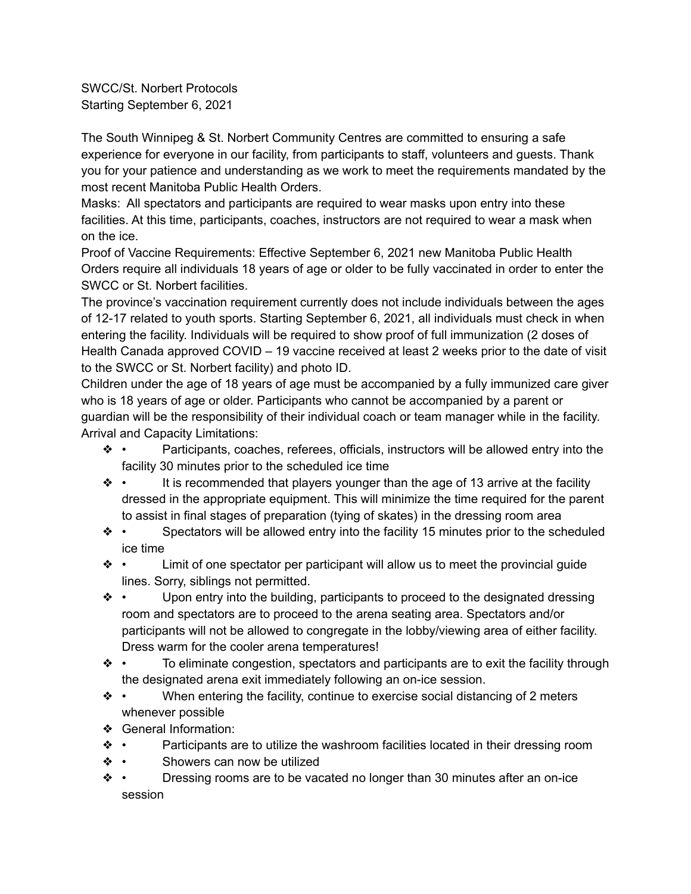SWCC/St. Norbert Protocols
Starting September 6, 2021

The South Winnipeg & St. Norbert Community Centres are committed to ensuring a safe experience for everyone in our facility, from participants to staff, volunteers and guests. Thank you for your patience and understanding as we work to meet the requirements mandated by the most recent Manitoba Public Health Orders.

Masks: All spectators and participants are required to wear masks upon entry into these facilities. At this time, participants, coaches, instructors are not required to wear a mask when on the ice.

Proof of Vaccine Requirements: Effective September 6, 2021 new Manitoba Public Health Orders require all individuals 18 years of age or older to be fully vaccinated in order to enter the SWCC or St. Norbert facilities.

The province's vaccination requirement currently does not include individuals between the ages of 12-17 related to youth sports. Starting September 6, 2021, all individuals must check in when entering the facility. Individuals will be required to show proof of full immunization (2 doses of Health Canada approved COVID – 19 vaccine received at least 2 weeks prior to the date of visit to the SWCC or St. Norbert facility) and photo ID.

Children under the age of 18 years of age must be accompanied by a fully immunized care giver who is 18 years of age or older. Participants who cannot be accompanied by a parent or guardian will be the responsibility of their individual coach or team manager while in the facility.

Arrival and Capacity Limitations:

- • Participants, coaches, referees, officials, instructors will be allowed entry into the facility 30 minutes prior to the scheduled ice time
- • It is recommended that players younger than the age of 13 arrive at the facility dressed in the appropriate equipment. This will minimize the time required for the parent to assist in final stages of preparation (tying of skates) in the dressing room area
- • Spectators will be allowed entry into the facility 15 minutes prior to the scheduled ice time
- • Limit of one spectator per participant will allow us to meet the provincial guide lines. Sorry, siblings not permitted.
- • Upon entry into the building, participants to proceed to the designated dressing room and spectators are to proceed to the arena seating area. Spectators and/or participants will not be allowed to congregate in the lobby/viewing area of either facility. Dress warm for the cooler arena temperatures!
- • To eliminate congestion, spectators and participants are to exit the facility through the designated arena exit immediately following an on-ice session.
- • When entering the facility, continue to exercise social distancing of 2 meters whenever possible
- General Information:
- • Participants are to utilize the washroom facilities located in their dressing room
- • Showers can now be utilized
- • Dressing rooms are to be vacated no longer than 30 minutes after an on-ice session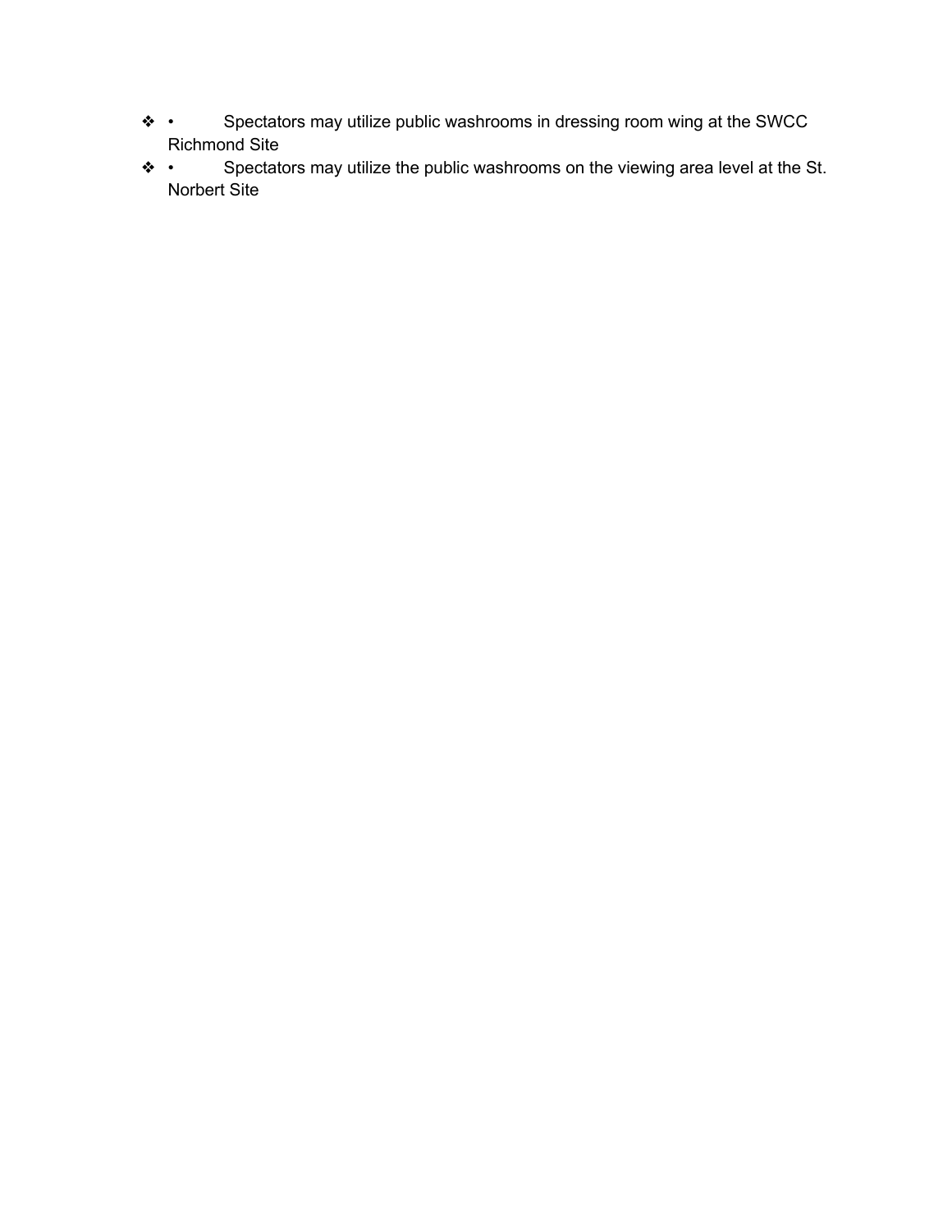- Spectators may utilize public washrooms in dressing room wing at the SWCC Richmond Site
- Spectators may utilize the public washrooms on the viewing area level at the St. Norbert Site